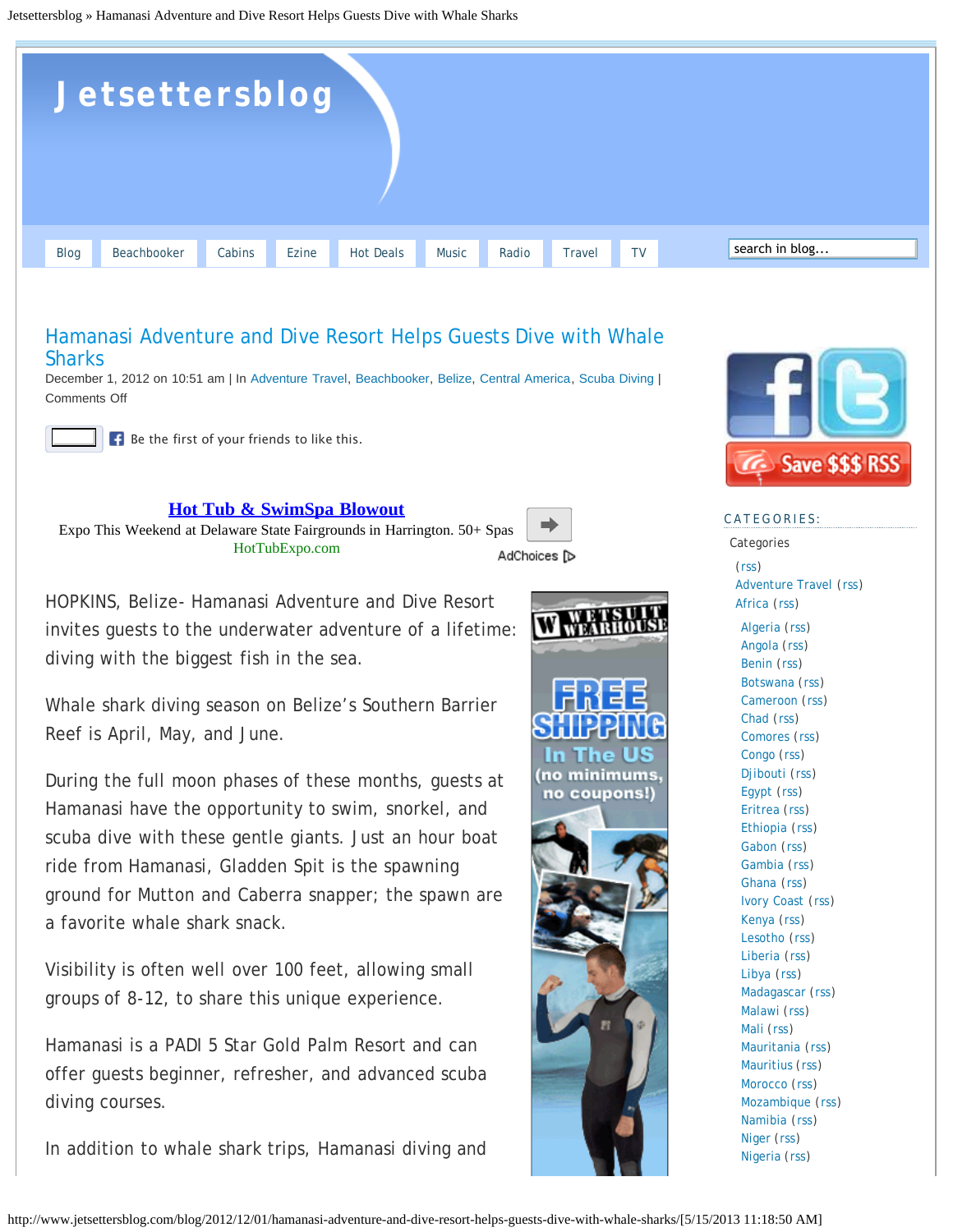# Jetsettersblog

Blog | Beachbooker | Cabins | Ezine | Hot Deals | Music | Radio | Travel | TV

search in blog...

## Hamanasi Adventure and Dive Resort Helps Guests Dive with Whale Sharks

December 1, 2012 on 10:51 am | In Adventure Travel, Beachbooker, Belize, Central America, Scuba Diving | Comments Off

Be the first of your friends to like this.

**Hot Tub & SwimSpa Blowout**
Expo This Weekend at Delaware State Fairgrounds in Harrington. 50+ Spas
HotTubExpo.com

AdChoices

HOPKINS, Belize- Hamanasi Adventure and Dive Resort invites guests to the underwater adventure of a lifetime: diving with the biggest fish in the sea.

Whale shark diving season on Belize's Southern Barrier Reef is April, May, and June.

During the full moon phases of these months, guests at Hamanasi have the opportunity to swim, snorkel, and scuba dive with these gentle giants. Just an hour boat ride from Hamanasi, Gladden Spit is the spawning ground for Mutton and Caberra snapper; the spawn are a favorite whale shark snack.

Visibility is often well over 100 feet, allowing small groups of 8-12, to share this unique experience.

Hamanasi is a PADI 5 Star Gold Palm Resort and can offer guests beginner, refresher, and advanced scuba diving courses.

In addition to whale shark trips, Hamanasi diving and

WETSUIT WEARHOUSE — FREE SHIPPING In The US (no minimums, no coupons!)

Save $$$ RSS

### CATEGORIES:

Categories

- (rss)
- Adventure Travel (rss)
- Africa (rss)
  - Algeria (rss)
  - Angola (rss)
  - Benin (rss)
  - Botswana (rss)
  - Cameroon (rss)
  - Chad (rss)
  - Comores (rss)
  - Congo (rss)
  - Djibouti (rss)
  - Egypt (rss)
  - Eritrea (rss)
  - Ethiopia (rss)
  - Gabon (rss)
  - Gambia (rss)
  - Ghana (rss)
  - Ivory Coast (rss)
  - Kenya (rss)
  - Lesotho (rss)
  - Liberia (rss)
  - Libya (rss)
  - Madagascar (rss)
  - Malawi (rss)
  - Mali (rss)
  - Mauritania (rss)
  - Mauritius (rss)
  - Morocco (rss)
  - Mozambique (rss)
  - Namibia (rss)
  - Niger (rss)
  - Nigeria (rss)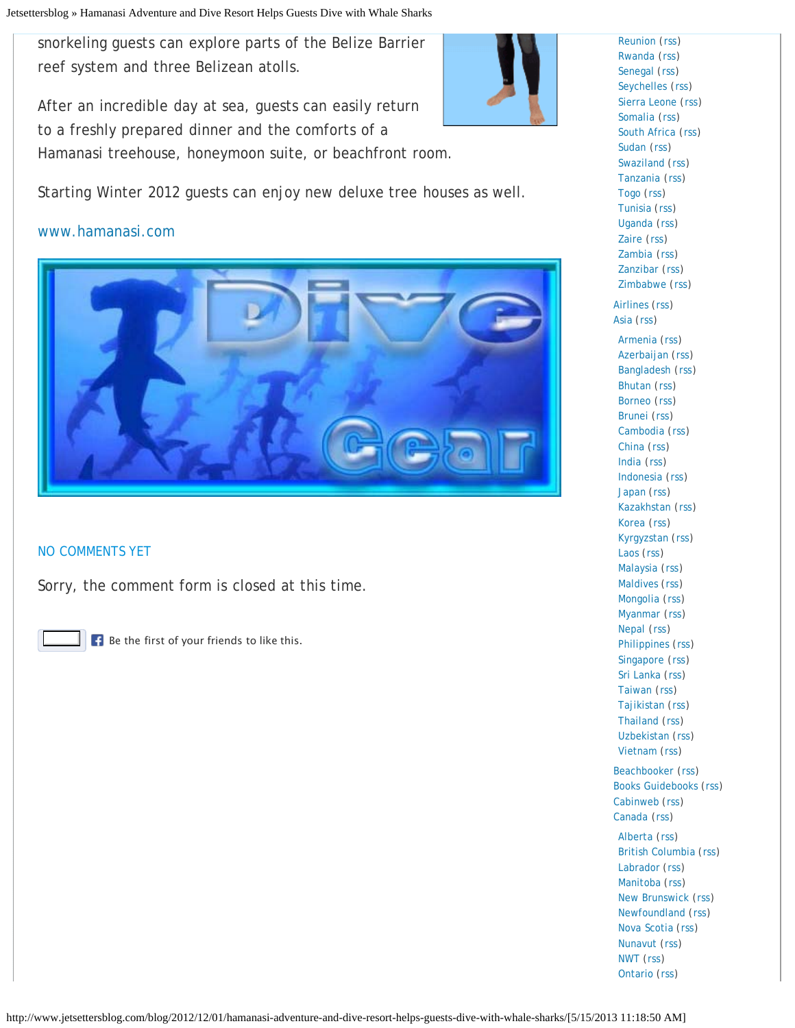snorkeling guests can explore parts of the Belize Barrier reef system and three Belizean atolls.

After an incredible day at sea, guests can easily return to a freshly prepared dinner and the comforts of a Hamanasi treehouse, honeymoon suite, or beachfront room.

Starting Winter 2012 guests can enjoy new deluxe tree houses as well.

www.hamanasi.com

NO COMMENTS YET

Sorry, the comment form is closed at this time.

Be the first of your friends to like this.

- Reunion (rss)
- Rwanda (rss)
- Senegal (rss)
- Seychelles (rss)
- Sierra Leone (rss)
- Somalia (rss)
- South Africa (rss)
- Sudan (rss)
- Swaziland (rss)
- Tanzania (rss)
- Togo (rss)
- Tunisia (rss)
- Uganda (rss)
- Zaire (rss)
- Zambia (rss)
- Zanzibar (rss)
- Zimbabwe (rss)

Airlines (rss)

Asia (rss)

- Armenia (rss)
- Azerbaijan (rss)
- Bangladesh (rss)
- Bhutan (rss)
- Borneo (rss)
- Brunei (rss)
- Cambodia (rss)
- China (rss)
- India (rss)
- Indonesia (rss)
- Japan (rss)
- Kazakhstan (rss)
- Korea (rss)
- Kyrgyzstan (rss)
- Laos (rss)
- Malaysia (rss)
- Maldives (rss)
- Mongolia (rss)
- Myanmar (rss)
- Nepal (rss)
- Philippines (rss)
- Singapore (rss)
- Sri Lanka (rss)
- Taiwan (rss)
- Tajikistan (rss)
- Thailand (rss)
- Uzbekistan (rss)
- Vietnam (rss)

Beachbooker (rss)

Books Guidebooks (rss)

Cabinweb (rss)

Canada (rss)

- Alberta (rss)
- British Columbia (rss)
- Labrador (rss)
- Manitoba (rss)
- New Brunswick (rss)
- Newfoundland (rss)
- Nova Scotia (rss)
- Nunavut (rss)
- NWT (rss)
- Ontario (rss)